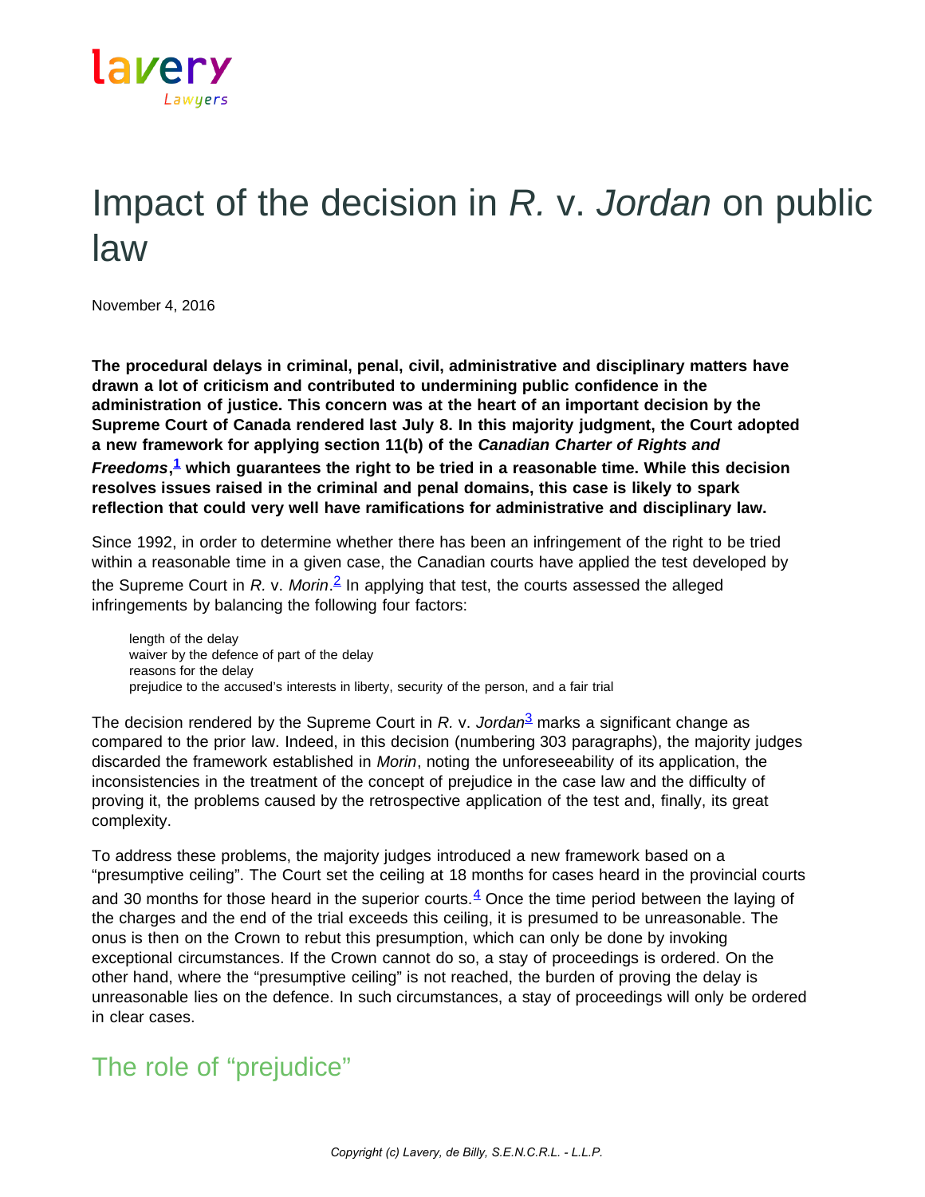# Impact of the decision in *R.* v. *Jordan* on public law

November 4, 2016

**The procedural delays in criminal, penal, civil, administrative and disciplinary matters have drawn a lot of criticism and contributed to undermining public confidence in the administration of justice. This concern was at the heart of an important decision by the Supreme Court of Canada rendered last July 8. In this majority judgment, the Court adopted a new framework for applying section 11(b) of the *Canadian Charter of Rights and Freedoms*,[1] which guarantees the right to be tried in a reasonable time. While this decision resolves issues raised in the criminal and penal domains, this case is likely to spark reflection that could very well have ramifications for administrative and disciplinary law.**

Since 1992, in order to determine whether there has been an infringement of the right to be tried within a reasonable time in a given case, the Canadian courts have applied the test developed by the Supreme Court in *R.* v. *Morin*.[2] In applying that test, the courts assessed the alleged infringements by balancing the following four factors:

- length of the delay
- waiver by the defence of part of the delay
- reasons for the delay
- prejudice to the accused's interests in liberty, security of the person, and a fair trial

The decision rendered by the Supreme Court in *R.* v. *Jordan*[3] marks a significant change as compared to the prior law. Indeed, in this decision (numbering 303 paragraphs), the majority judges discarded the framework established in *Morin*, noting the unforeseeability of its application, the inconsistencies in the treatment of the concept of prejudice in the case law and the difficulty of proving it, the problems caused by the retrospective application of the test and, finally, its great complexity.

To address these problems, the majority judges introduced a new framework based on a "presumptive ceiling". The Court set the ceiling at 18 months for cases heard in the provincial courts and 30 months for those heard in the superior courts.[4] Once the time period between the laying of the charges and the end of the trial exceeds this ceiling, it is presumed to be unreasonable. The onus is then on the Crown to rebut this presumption, which can only be done by invoking exceptional circumstances. If the Crown cannot do so, a stay of proceedings is ordered. On the other hand, where the "presumptive ceiling" is not reached, the burden of proving the delay is unreasonable lies on the defence. In such circumstances, a stay of proceedings will only be ordered in clear cases.

## The role of "prejudice"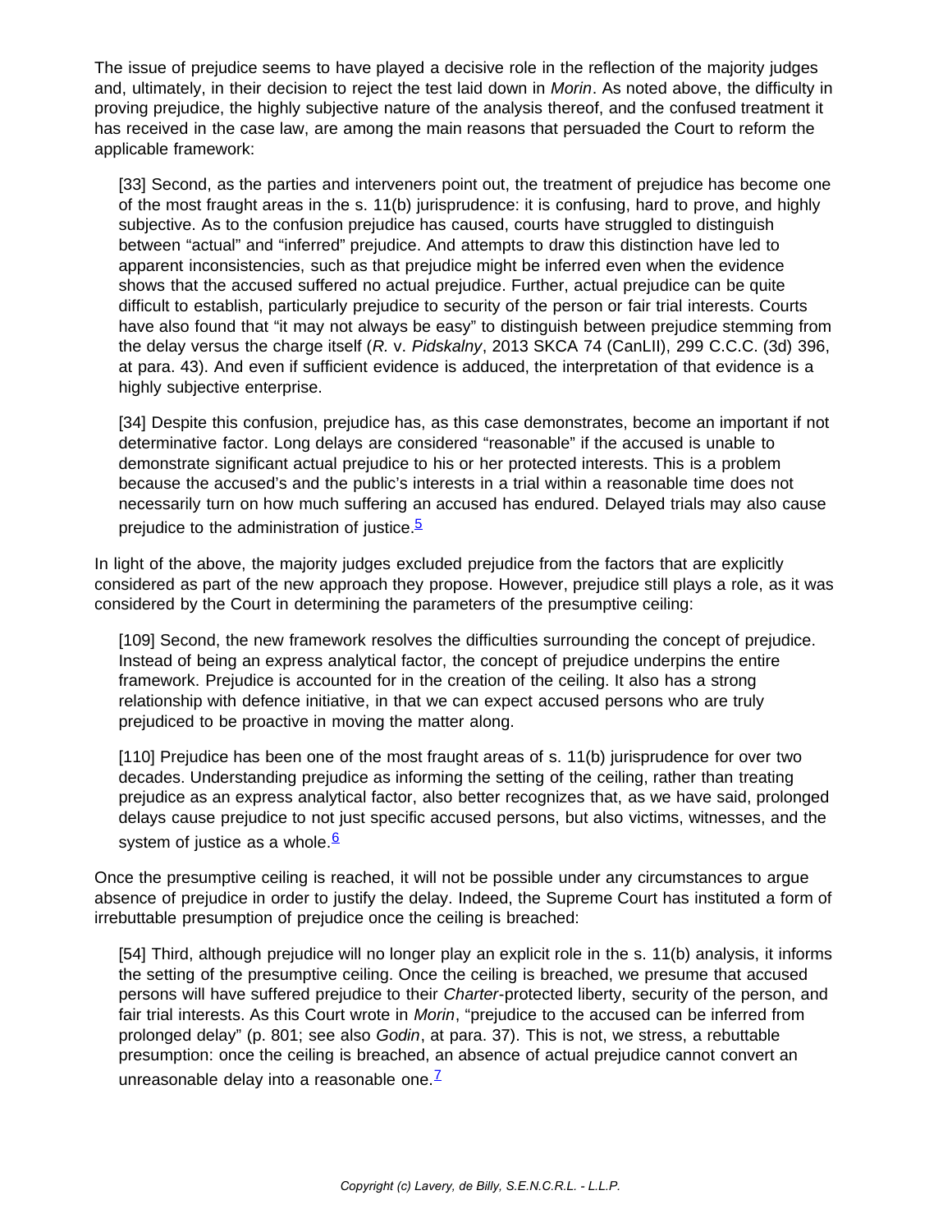The issue of prejudice seems to have played a decisive role in the reflection of the majority judges and, ultimately, in their decision to reject the test laid down in *Morin*. As noted above, the difficulty in proving prejudice, the highly subjective nature of the analysis thereof, and the confused treatment it has received in the case law, are among the main reasons that persuaded the Court to reform the applicable framework:

> [33] Second, as the parties and interveners point out, the treatment of prejudice has become one of the most fraught areas in the s. 11(b) jurisprudence: it is confusing, hard to prove, and highly subjective. As to the confusion prejudice has caused, courts have struggled to distinguish between "actual" and "inferred" prejudice. And attempts to draw this distinction have led to apparent inconsistencies, such as that prejudice might be inferred even when the evidence shows that the accused suffered no actual prejudice. Further, actual prejudice can be quite difficult to establish, particularly prejudice to security of the person or fair trial interests. Courts have also found that "it may not always be easy" to distinguish between prejudice stemming from the delay versus the charge itself (*R.* v. *Pidskalny*, 2013 SKCA 74 (CanLII), 299 C.C.C. (3d) 396, at para. 43). And even if sufficient evidence is adduced, the interpretation of that evidence is a highly subjective enterprise.
>
> [34] Despite this confusion, prejudice has, as this case demonstrates, become an important if not determinative factor. Long delays are considered "reasonable" if the accused is unable to demonstrate significant actual prejudice to his or her protected interests. This is a problem because the accused's and the public's interests in a trial within a reasonable time does not necessarily turn on how much suffering an accused has endured. Delayed trials may also cause prejudice to the administration of justice.[5]

In light of the above, the majority judges excluded prejudice from the factors that are explicitly considered as part of the new approach they propose. However, prejudice still plays a role, as it was considered by the Court in determining the parameters of the presumptive ceiling:

> [109] Second, the new framework resolves the difficulties surrounding the concept of prejudice. Instead of being an express analytical factor, the concept of prejudice underpins the entire framework. Prejudice is accounted for in the creation of the ceiling. It also has a strong relationship with defence initiative, in that we can expect accused persons who are truly prejudiced to be proactive in moving the matter along.
>
> [110] Prejudice has been one of the most fraught areas of s. 11(b) jurisprudence for over two decades. Understanding prejudice as informing the setting of the ceiling, rather than treating prejudice as an express analytical factor, also better recognizes that, as we have said, prolonged delays cause prejudice to not just specific accused persons, but also victims, witnesses, and the system of justice as a whole.[6]

Once the presumptive ceiling is reached, it will not be possible under any circumstances to argue absence of prejudice in order to justify the delay. Indeed, the Supreme Court has instituted a form of irrebuttable presumption of prejudice once the ceiling is breached:

> [54] Third, although prejudice will no longer play an explicit role in the s. 11(b) analysis, it informs the setting of the presumptive ceiling. Once the ceiling is breached, we presume that accused persons will have suffered prejudice to their *Charter*-protected liberty, security of the person, and fair trial interests. As this Court wrote in *Morin*, "prejudice to the accused can be inferred from prolonged delay" (p. 801; see also *Godin*, at para. 37). This is not, we stress, a rebuttable presumption: once the ceiling is breached, an absence of actual prejudice cannot convert an unreasonable delay into a reasonable one.[7]

*Copyright (c) Lavery, de Billy, S.E.N.C.R.L. - L.L.P.*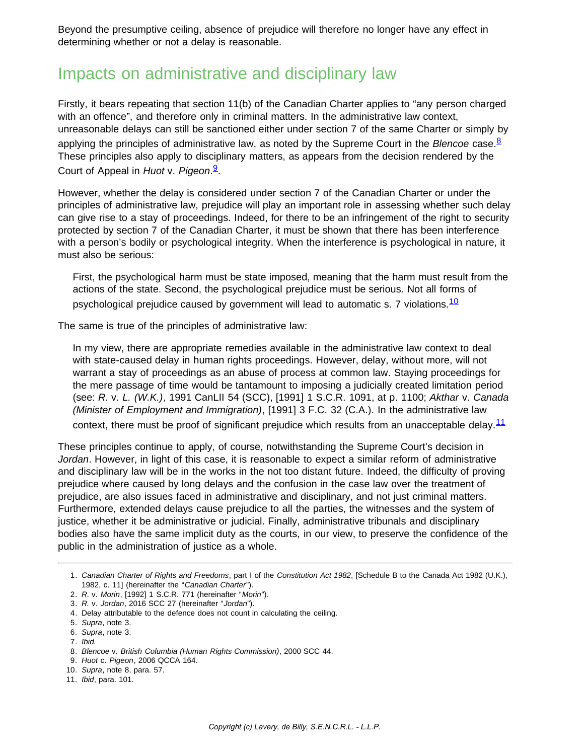Beyond the presumptive ceiling, absence of prejudice will therefore no longer have any effect in determining whether or not a delay is reasonable.

## Impacts on administrative and disciplinary law

Firstly, it bears repeating that section 11(b) of the Canadian Charter applies to "any person charged with an offence", and therefore only in criminal matters. In the administrative law context, unreasonable delays can still be sanctioned either under section 7 of the same Charter or simply by applying the principles of administrative law, as noted by the Supreme Court in the *Blencoe* case.[8] These principles also apply to disciplinary matters, as appears from the decision rendered by the Court of Appeal in *Huot* v. *Pigeon*.[9].

However, whether the delay is considered under section 7 of the Canadian Charter or under the principles of administrative law, prejudice will play an important role in assessing whether such delay can give rise to a stay of proceedings. Indeed, for there to be an infringement of the right to security protected by section 7 of the Canadian Charter, it must be shown that there has been interference with a person's bodily or psychological integrity. When the interference is psychological in nature, it must also be serious:

> First, the psychological harm must be state imposed, meaning that the harm must result from the actions of the state. Second, the psychological prejudice must be serious. Not all forms of psychological prejudice caused by government will lead to automatic s. 7 violations.[10]

The same is true of the principles of administrative law:

> In my view, there are appropriate remedies available in the administrative law context to deal with state-caused delay in human rights proceedings. However, delay, without more, will not warrant a stay of proceedings as an abuse of process at common law. Staying proceedings for the mere passage of time would be tantamount to imposing a judicially created limitation period (see: *R.* v. *L. (W.K.)*, 1991 CanLII 54 (SCC), [1991] 1 S.C.R. 1091, at p. 1100; *Akthar* v. *Canada (Minister of Employment and Immigration)*, [1991] 3 F.C. 32 (C.A.). In the administrative law context, there must be proof of significant prejudice which results from an unacceptable delay.[11]

These principles continue to apply, of course, notwithstanding the Supreme Court's decision in *Jordan*. However, in light of this case, it is reasonable to expect a similar reform of administrative and disciplinary law will be in the works in the not too distant future. Indeed, the difficulty of proving prejudice where caused by long delays and the confusion in the case law over the treatment of prejudice, are also issues faced in administrative and disciplinary, and not just criminal matters. Furthermore, extended delays cause prejudice to all the parties, the witnesses and the system of justice, whether it be administrative or judicial. Finally, administrative tribunals and disciplinary bodies also have the same implicit duty as the courts, in our view, to preserve the confidence of the public in the administration of justice as a whole.

---

1. *Canadian Charter of Rights and Freedoms*, part I of the *Constitution Act 1982*, [Schedule B to the Canada Act 1982 (U.K.), 1982, c. 11] (hereinafter the "*Canadian Charter*").
2. *R.* v. *Morin*, [1992] 1 S.C.R. 771 (hereinafter "*Morin*").
3. *R.* v. *Jordan*, 2016 SCC 27 (hereinafter "*Jordan*").
4. Delay attributable to the defence does not count in calculating the ceiling.
5. *Supra*, note 3.
6. *Supra*, note 3.
7. *Ibid.*
8. *Blencoe* v. *British Columbia (Human Rights Commission)*, 2000 SCC 44.
9. *Huot* c. *Pigeon*, 2006 QCCA 164.
10. *Supra*, note 8, para. 57.
11. *Ibid*, para. 101.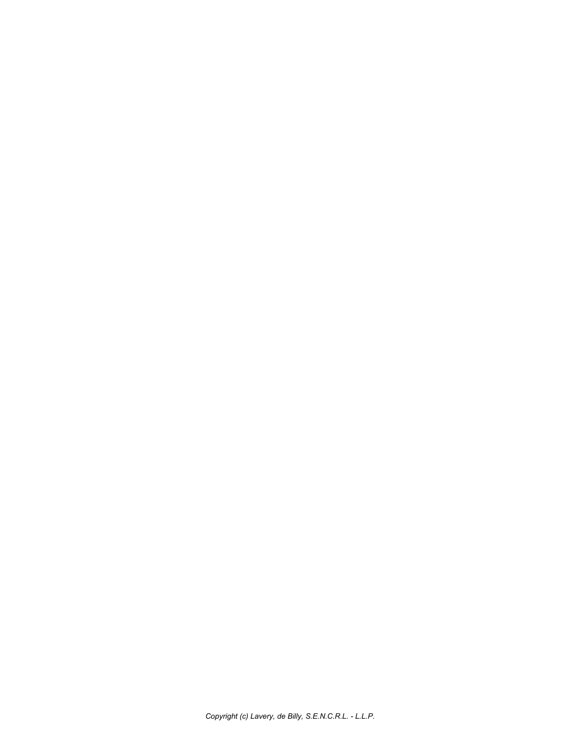*Copyright (c) Lavery, de Billy, S.E.N.C.R.L. - L.L.P.*